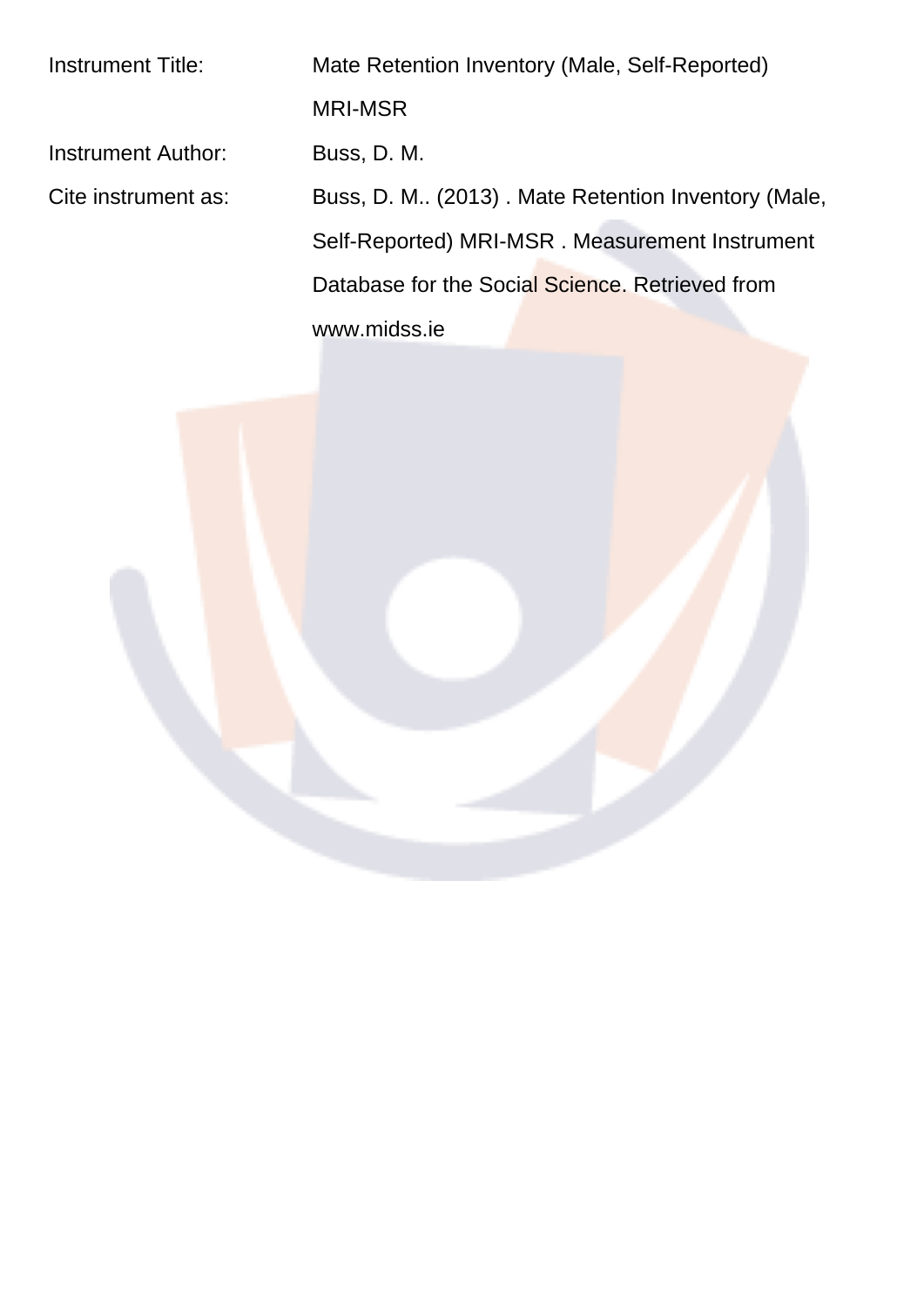| | |
|---|---|
| Instrument Title: | Mate Retention Inventory (Male, Self-Reported) MRI-MSR |
| Instrument Author: | Buss, D. M. |
| Cite instrument as: | Buss, D. M.. (2013) . Mate Retention Inventory (Male, Self-Reported) MRI-MSR . Measurement Instrument Database for the Social Science. Retrieved from www.midss.ie |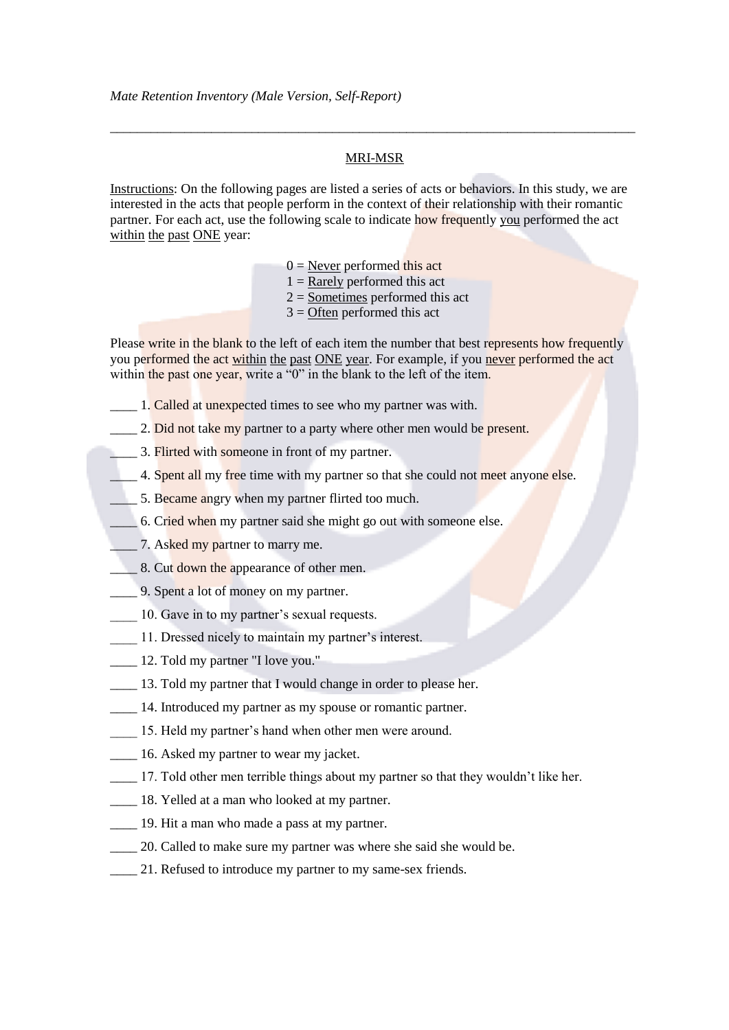*Mate Retention Inventory (Male Version, Self-Report)*

---

MRI-MSR

Instructions: On the following pages are listed a series of acts or behaviors. In this study, we are interested in the acts that people perform in the context of their relationship with their romantic partner. For each act, use the following scale to indicate how frequently you performed the act within the past ONE year:

0 = Never performed this act
1 = Rarely performed this act
2 = Sometimes performed this act
3 = Often performed this act

Please write in the blank to the left of each item the number that best represents how frequently you performed the act within the past ONE year. For example, if you never performed the act within the past one year, write a "0" in the blank to the left of the item.

____ 1. Called at unexpected times to see who my partner was with.

____ 2. Did not take my partner to a party where other men would be present.

____ 3. Flirted with someone in front of my partner.

____ 4. Spent all my free time with my partner so that she could not meet anyone else.

____ 5. Became angry when my partner flirted too much.

____ 6. Cried when my partner said she might go out with someone else.

____ 7. Asked my partner to marry me.

____ 8. Cut down the appearance of other men.

____ 9. Spent a lot of money on my partner.

____ 10. Gave in to my partner's sexual requests.

____ 11. Dressed nicely to maintain my partner's interest.

____ 12. Told my partner "I love you."

____ 13. Told my partner that I would change in order to please her.

____ 14. Introduced my partner as my spouse or romantic partner.

____ 15. Held my partner's hand when other men were around.

____ 16. Asked my partner to wear my jacket.

____ 17. Told other men terrible things about my partner so that they wouldn't like her.

____ 18. Yelled at a man who looked at my partner.

____ 19. Hit a man who made a pass at my partner.

____ 20. Called to make sure my partner was where she said she would be.

____ 21. Refused to introduce my partner to my same-sex friends.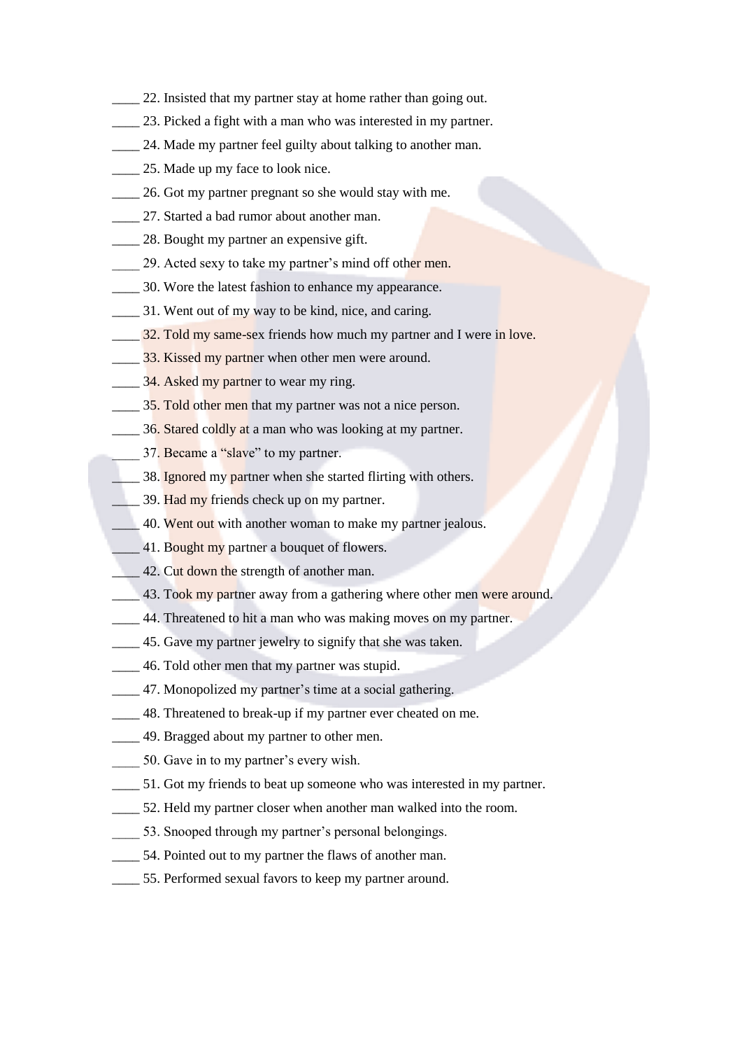____ 22. Insisted that my partner stay at home rather than going out.

____ 23. Picked a fight with a man who was interested in my partner.

____ 24. Made my partner feel guilty about talking to another man.

____ 25. Made up my face to look nice.

____ 26. Got my partner pregnant so she would stay with me.

____ 27. Started a bad rumor about another man.

____ 28. Bought my partner an expensive gift.

____ 29. Acted sexy to take my partner's mind off other men.

____ 30. Wore the latest fashion to enhance my appearance.

____ 31. Went out of my way to be kind, nice, and caring.

____ 32. Told my same-sex friends how much my partner and I were in love.

____ 33. Kissed my partner when other men were around.

____ 34. Asked my partner to wear my ring.

____ 35. Told other men that my partner was not a nice person.

____ 36. Stared coldly at a man who was looking at my partner.

____ 37. Became a "slave" to my partner.

____ 38. Ignored my partner when she started flirting with others.

____ 39. Had my friends check up on my partner.

____ 40. Went out with another woman to make my partner jealous.

____ 41. Bought my partner a bouquet of flowers.

____ 42. Cut down the strength of another man.

____ 43. Took my partner away from a gathering where other men were around.

____ 44. Threatened to hit a man who was making moves on my partner.

____ 45. Gave my partner jewelry to signify that she was taken.

____ 46. Told other men that my partner was stupid.

____ 47. Monopolized my partner's time at a social gathering.

____ 48. Threatened to break-up if my partner ever cheated on me.

____ 49. Bragged about my partner to other men.

____ 50. Gave in to my partner's every wish.

____ 51. Got my friends to beat up someone who was interested in my partner.

____ 52. Held my partner closer when another man walked into the room.

____ 53. Snooped through my partner's personal belongings.

____ 54. Pointed out to my partner the flaws of another man.

____ 55. Performed sexual favors to keep my partner around.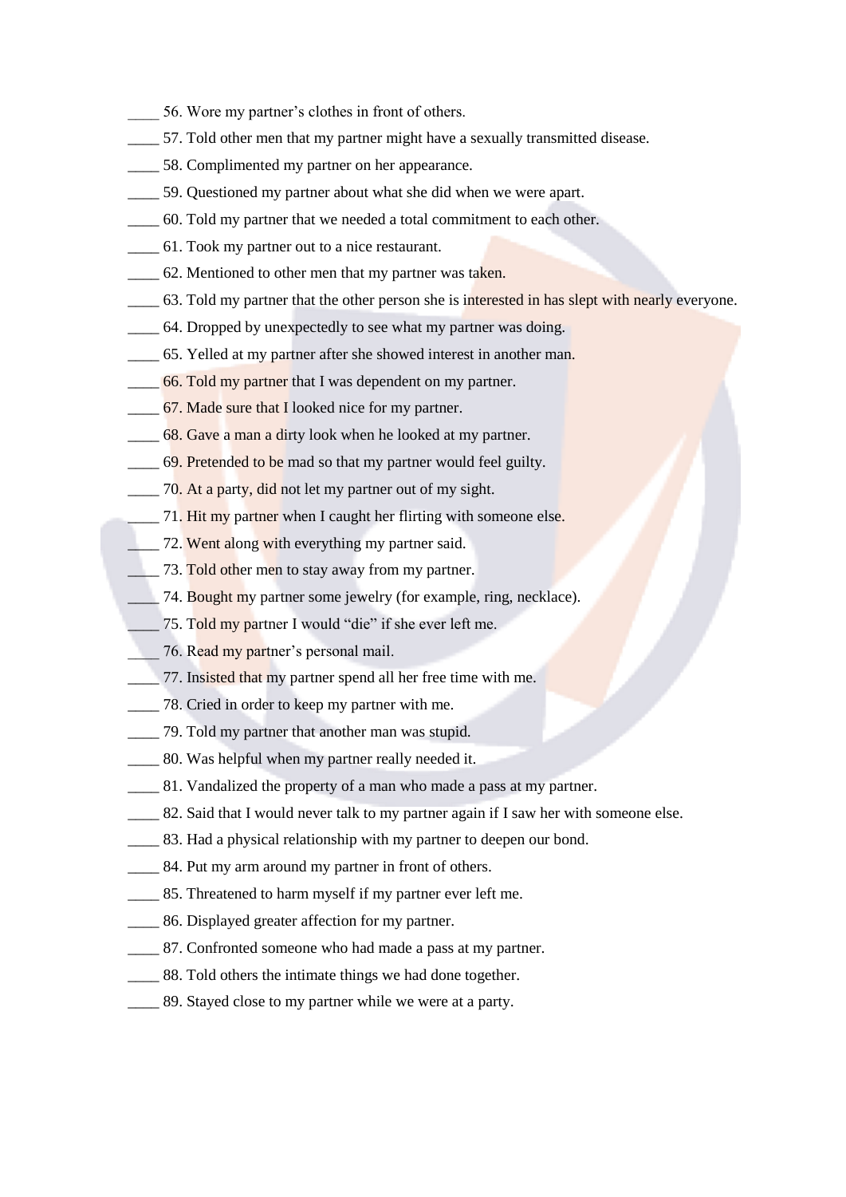____ 56. Wore my partner’s clothes in front of others.

____ 57. Told other men that my partner might have a sexually transmitted disease.

____ 58. Complimented my partner on her appearance.

____ 59. Questioned my partner about what she did when we were apart.

____ 60. Told my partner that we needed a total commitment to each other.

____ 61. Took my partner out to a nice restaurant.

____ 62. Mentioned to other men that my partner was taken.

____ 63. Told my partner that the other person she is interested in has slept with nearly everyone.

____ 64. Dropped by unexpectedly to see what my partner was doing.

____ 65. Yelled at my partner after she showed interest in another man.

____ 66. Told my partner that I was dependent on my partner.

____ 67. Made sure that I looked nice for my partner.

____ 68. Gave a man a dirty look when he looked at my partner.

____ 69. Pretended to be mad so that my partner would feel guilty.

____ 70. At a party, did not let my partner out of my sight.

____ 71. Hit my partner when I caught her flirting with someone else.

____ 72. Went along with everything my partner said.

____ 73. Told other men to stay away from my partner.

____ 74. Bought my partner some jewelry (for example, ring, necklace).

____ 75. Told my partner I would “die” if she ever left me.

____ 76. Read my partner’s personal mail.

____ 77. Insisted that my partner spend all her free time with me.

____ 78. Cried in order to keep my partner with me.

____ 79. Told my partner that another man was stupid.

____ 80. Was helpful when my partner really needed it.

____ 81. Vandalized the property of a man who made a pass at my partner.

____ 82. Said that I would never talk to my partner again if I saw her with someone else.

____ 83. Had a physical relationship with my partner to deepen our bond.

____ 84. Put my arm around my partner in front of others.

____ 85. Threatened to harm myself if my partner ever left me.

____ 86. Displayed greater affection for my partner.

____ 87. Confronted someone who had made a pass at my partner.

____ 88. Told others the intimate things we had done together.

____ 89. Stayed close to my partner while we were at a party.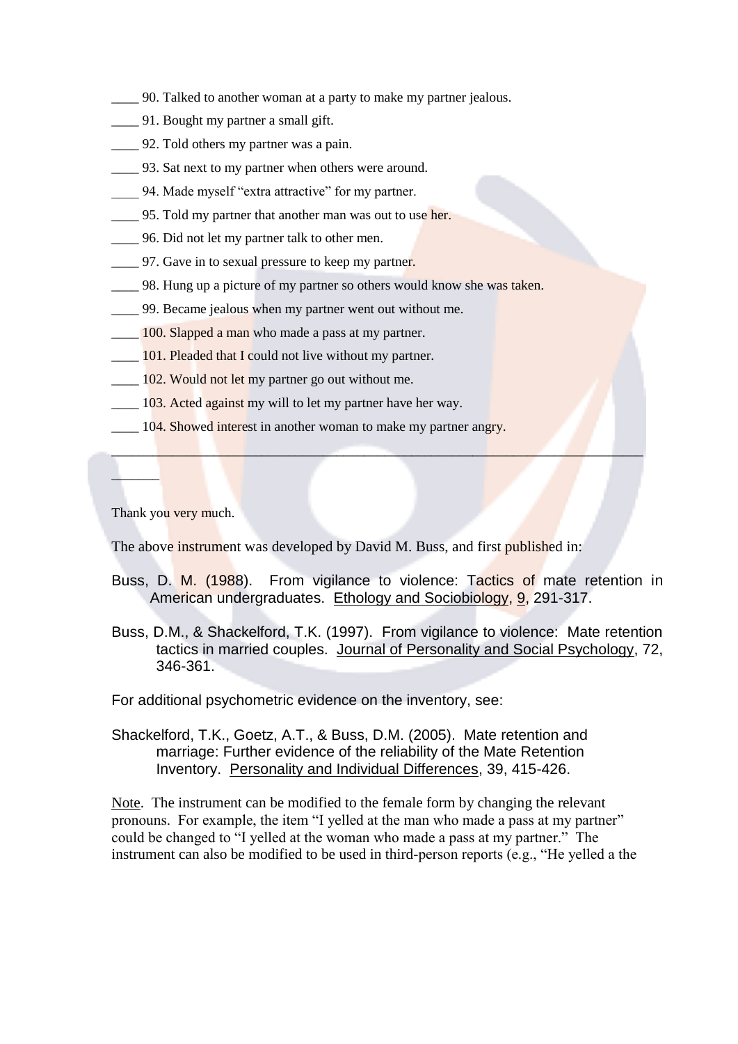____ 90. Talked to another woman at a party to make my partner jealous.

____ 91. Bought my partner a small gift.

____ 92. Told others my partner was a pain.

____ 93. Sat next to my partner when others were around.

____ 94. Made myself “extra attractive” for my partner.

____ 95. Told my partner that another man was out to use her.

____ 96. Did not let my partner talk to other men.

____ 97. Gave in to sexual pressure to keep my partner.

____ 98. Hung up a picture of my partner so others would know she was taken.

____ 99. Became jealous when my partner went out without me.

____ 100. Slapped a man who made a pass at my partner.

____ 101. Pleaded that I could not live without my partner.

____ 102. Would not let my partner go out without me.

____ 103. Acted against my will to let my partner have her way.

____ 104. Showed interest in another woman to make my partner angry.

---

Thank you very much.

The above instrument was developed by David M. Buss, and first published in:

Buss, D. M. (1988). From vigilance to violence: Tactics of mate retention in American undergraduates. Ethology and Sociobiology, 9, 291-317.

Buss, D.M., & Shackelford, T.K. (1997). From vigilance to violence: Mate retention tactics in married couples. Journal of Personality and Social Psychology, 72, 346-361.

For additional psychometric evidence on the inventory, see:

Shackelford, T.K., Goetz, A.T., & Buss, D.M. (2005). Mate retention and marriage: Further evidence of the reliability of the Mate Retention Inventory. Personality and Individual Differences, 39, 415-426.

Note. The instrument can be modified to the female form by changing the relevant pronouns. For example, the item “I yelled at the man who made a pass at my partner” could be changed to “I yelled at the woman who made a pass at my partner.” The instrument can also be modified to be used in third-person reports (e.g., “He yelled a the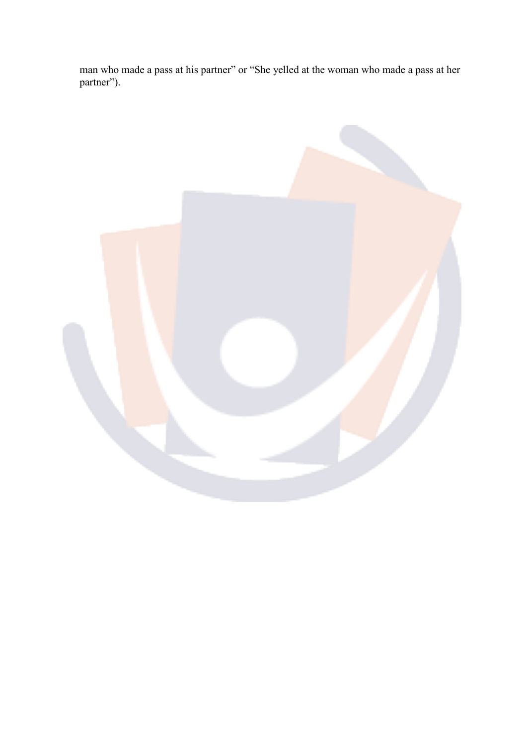man who made a pass at his partner” or “She yelled at the woman who made a pass at her partner”).